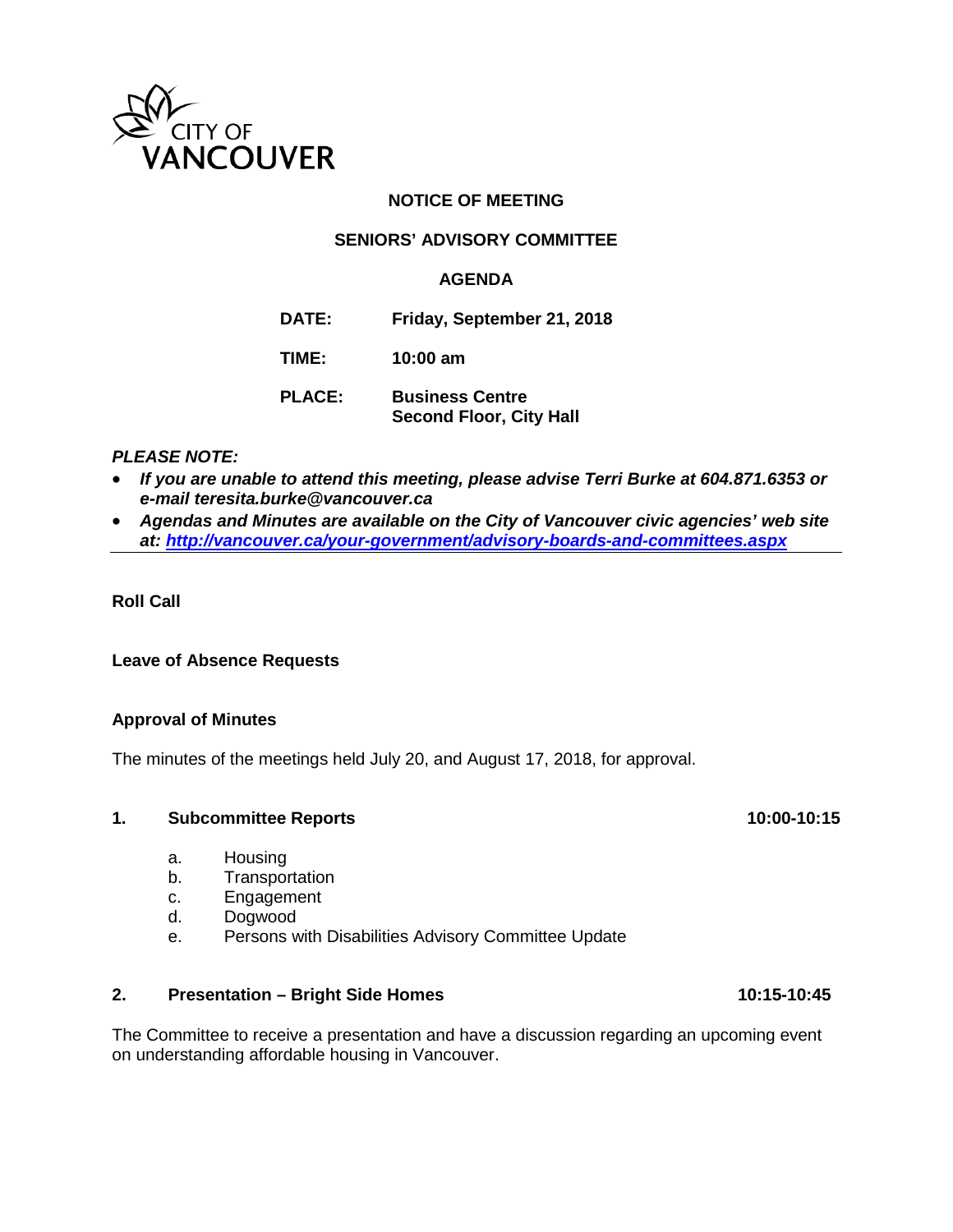CITY OF VANCOUVER

**NOTICE OF MEETING**

**SENIORS' ADVISORY COMMITTEE**

**AGENDA**

**DATE:** **Friday, September 21, 2018**

**TIME:** **10:00 am**

**PLACE:** **Business Centre**
**Second Floor, City Hall**

***PLEASE NOTE:***

- ***If you are unable to attend this meeting, please advise Terri Burke at 604.871.6353 or e-mail teresita.burke@vancouver.ca***
- ***Agendas and Minutes are available on the City of Vancouver civic agencies' web site at: http://vancouver.ca/your-government/advisory-boards-and-committees.aspx***

---

**Roll Call**

**Leave of Absence Requests**

**Approval of Minutes**

The minutes of the meetings held July 20, and August 17, 2018, for approval.

**1. Subcommittee Reports** **10:00-10:15**

a. Housing
b. Transportation
c. Engagement
d. Dogwood
e. Persons with Disabilities Advisory Committee Update

**2. Presentation – Bright Side Homes** **10:15-10:45**

The Committee to receive a presentation and have a discussion regarding an upcoming event on understanding affordable housing in Vancouver.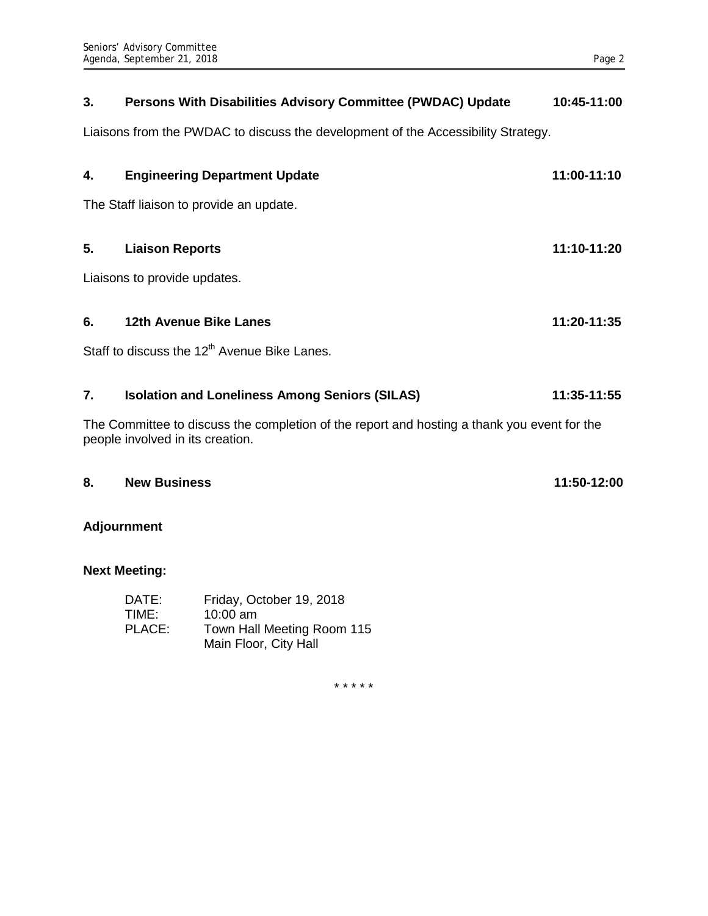### 3. Persons With Disabilities Advisory Committee (PWDAC) Update 10:45-11:00

Liaisons from the PWDAC to discuss the development of the Accessibility Strategy.

### 4. Engineering Department Update 11:00-11:10

The Staff liaison to provide an update.

### 5. Liaison Reports 11:10-11:20

Liaisons to provide updates.

### 6. 12th Avenue Bike Lanes 11:20-11:35

Staff to discuss the 12th Avenue Bike Lanes.

### 7. Isolation and Loneliness Among Seniors (SILAS) 11:35-11:55

The Committee to discuss the completion of the report and hosting a thank you event for the people involved in its creation.

### 8. New Business 11:50-12:00

**Adjournment**

**Next Meeting:**

| | |
|---|---|
| DATE: | Friday, October 19, 2018 |
| TIME: | 10:00 am |
| PLACE: | Town Hall Meeting Room 115<br>Main Floor, City Hall |

* * * * *